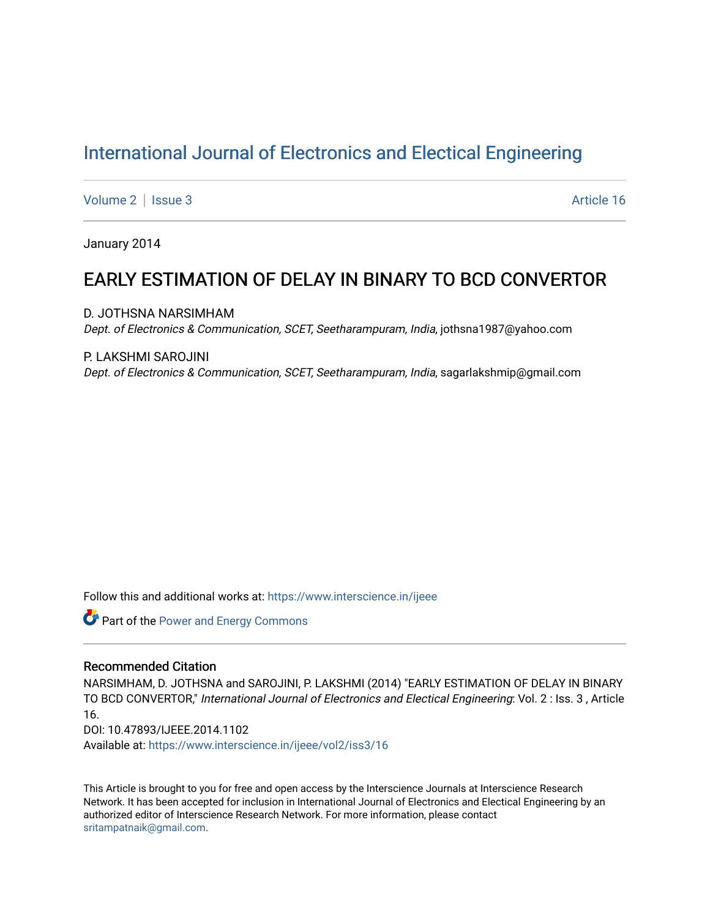# International Journal of Electronics and Electical Engineering

Volume 2 | Issue 3 Article 16

January 2014

## EARLY ESTIMATION OF DELAY IN BINARY TO BCD CONVERTOR

D. JOTHSNA NARSIMHAM
*Dept. of Electronics & Communication, SCET, Seetharampuram, India*, jothsna1987@yahoo.com

P. LAKSHMI SAROJINI
*Dept. of Electronics & Communication, SCET, Seetharampuram, India*, sagarlakshmip@gmail.com

Follow this and additional works at: https://www.interscience.in/ijeee

Part of the Power and Energy Commons

### Recommended Citation

NARSIMHAM, D. JOTHSNA and SAROJINI, P. LAKSHMI (2014) "EARLY ESTIMATION OF DELAY IN BINARY TO BCD CONVERTOR," *International Journal of Electronics and Electical Engineering*: Vol. 2 : Iss. 3 , Article 16.
DOI: 10.47893/IJEEE.2014.1102
Available at: https://www.interscience.in/ijeee/vol2/iss3/16

This Article is brought to you for free and open access by the Interscience Journals at Interscience Research Network. It has been accepted for inclusion in International Journal of Electronics and Electical Engineering by an authorized editor of Interscience Research Network. For more information, please contact sritampatnaik@gmail.com.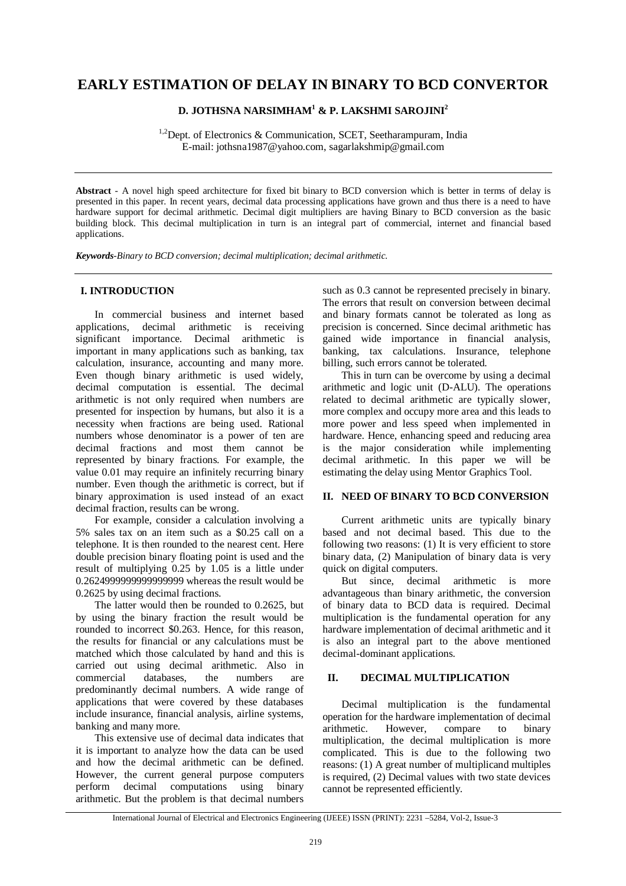# EARLY ESTIMATION OF DELAY IN BINARY TO BCD CONVERTOR

**D. JOTHSNA NARSIMHAM[1] & P. LAKSHMI SAROJINI[2]**

[1,2]Dept. of Electronics & Communication, SCET, Seetharampuram, India
E-mail: jothsna1987@yahoo.com, sagarlakshmip@gmail.com

**Abstract** - A novel high speed architecture for fixed bit binary to BCD conversion which is better in terms of delay is presented in this paper. In recent years, decimal data processing applications have grown and thus there is a need to have hardware support for decimal arithmetic. Decimal digit multipliers are having Binary to BCD conversion as the basic building block. This decimal multiplication in turn is an integral part of commercial, internet and financial based applications.

***Keywords****-Binary to BCD conversion; decimal multiplication; decimal arithmetic.*

## I. INTRODUCTION

In commercial business and internet based applications, decimal arithmetic is receiving significant importance. Decimal arithmetic is important in many applications such as banking, tax calculation, insurance, accounting and many more. Even though binary arithmetic is used widely, decimal computation is essential. The decimal arithmetic is not only required when numbers are presented for inspection by humans, but also it is a necessity when fractions are being used. Rational numbers whose denominator is a power of ten are decimal fractions and most them cannot be represented by binary fractions. For example, the value 0.01 may require an infinitely recurring binary number. Even though the arithmetic is correct, but if binary approximation is used instead of an exact decimal fraction, results can be wrong.

For example, consider a calculation involving a 5% sales tax on an item such as a $0.25 call on a telephone. It is then rounded to the nearest cent. Here double precision binary floating point is used and the result of multiplying 0.25 by 1.05 is a little under 0.26249999999999999 whereas the result would be 0.2625 by using decimal fractions.

The latter would then be rounded to 0.2625, but by using the binary fraction the result would be rounded to incorrect $0.263. Hence, for this reason, the results for financial or any calculations must be matched which those calculated by hand and this is carried out using decimal arithmetic. Also in commercial databases, the numbers are predominantly decimal numbers. A wide range of applications that were covered by these databases include insurance, financial analysis, airline systems, banking and many more.

This extensive use of decimal data indicates that it is important to analyze how the data can be used and how the decimal arithmetic can be defined. However, the current general purpose computers perform decimal computations using binary arithmetic. But the problem is that decimal numbers such as 0.3 cannot be represented precisely in binary. The errors that result on conversion between decimal and binary formats cannot be tolerated as long as precision is concerned. Since decimal arithmetic has gained wide importance in financial analysis, banking, tax calculations. Insurance, telephone billing, such errors cannot be tolerated.

This in turn can be overcome by using a decimal arithmetic and logic unit (D-ALU). The operations related to decimal arithmetic are typically slower, more complex and occupy more area and this leads to more power and less speed when implemented in hardware. Hence, enhancing speed and reducing area is the major consideration while implementing decimal arithmetic. In this paper we will be estimating the delay using Mentor Graphics Tool.

## II. NEED OF BINARY TO BCD CONVERSION

Current arithmetic units are typically binary based and not decimal based. This due to the following two reasons: (1) It is very efficient to store binary data, (2) Manipulation of binary data is very quick on digital computers.

But since, decimal arithmetic is more advantageous than binary arithmetic, the conversion of binary data to BCD data is required. Decimal multiplication is the fundamental operation for any hardware implementation of decimal arithmetic and it is also an integral part to the above mentioned decimal-dominant applications.

## II. DECIMAL MULTIPLICATION

Decimal multiplication is the fundamental operation for the hardware implementation of decimal arithmetic. However, compare to binary multiplication, the decimal multiplication is more complicated. This is due to the following two reasons: (1) A great number of multiplicand multiples is required, (2) Decimal values with two state devices cannot be represented efficiently.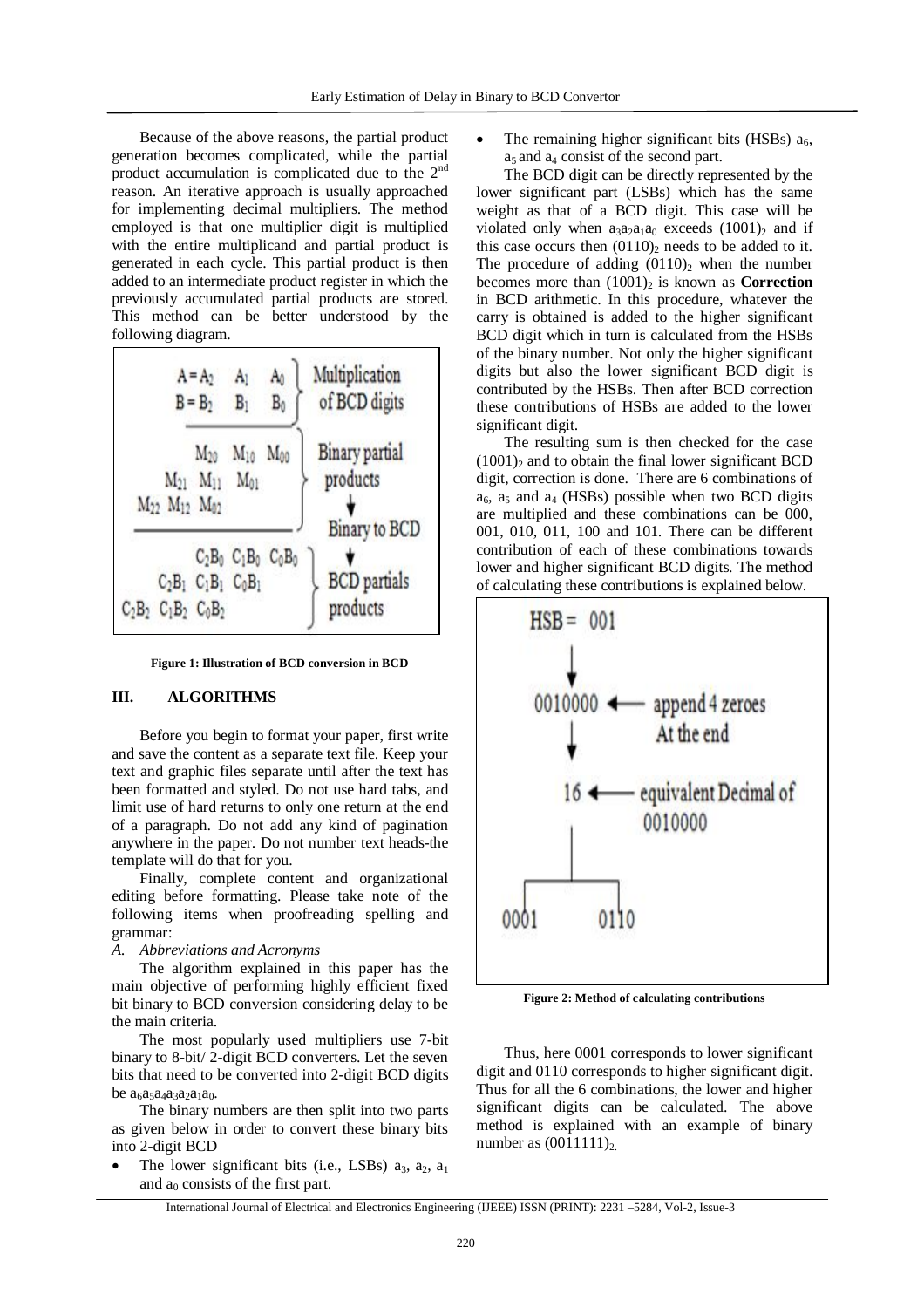Because of the above reasons, the partial product generation becomes complicated, while the partial product accumulation is complicated due to the $2^{nd}$ reason. An iterative approach is usually approached for implementing decimal multipliers. The method employed is that one multiplier digit is multiplied with the entire multiplicand and partial product is generated in each cycle. This partial product is then added to an intermediate product register in which the previously accumulated partial products are stored. This method can be better understood by the following diagram.

**Figure 1: Illustration of BCD conversion in BCD**

## III. ALGORITHMS

Before you begin to format your paper, first write and save the content as a separate text file. Keep your text and graphic files separate until after the text has been formatted and styled. Do not use hard tabs, and limit use of hard returns to only one return at the end of a paragraph. Do not add any kind of pagination anywhere in the paper. Do not number text heads-the template will do that for you.

Finally, complete content and organizational editing before formatting. Please take note of the following items when proofreading spelling and grammar:

### *A. Abbreviations and Acronyms*

The algorithm explained in this paper has the main objective of performing highly efficient fixed bit binary to BCD conversion considering delay to be the main criteria.

The most popularly used multipliers use 7-bit binary to 8-bit/ 2-digit BCD converters. Let the seven bits that need to be converted into 2-digit BCD digits be $a_6a_5a_4a_3a_2a_1a_0$.

The binary numbers are then split into two parts as given below in order to convert these binary bits into 2-digit BCD

- The lower significant bits (i.e., LSBs) $a_3$, $a_2$, $a_1$ and $a_0$ consists of the first part.
- The remaining higher significant bits (HSBs) $a_6$, $a_5$ and $a_4$ consist of the second part.

The BCD digit can be directly represented by the lower significant part (LSBs) which has the same weight as that of a BCD digit. This case will be violated only when $a_3a_2a_1a_0$ exceeds $(1001)_2$ and if this case occurs then $(0110)_2$ needs to be added to it. The procedure of adding $(0110)_2$ when the number becomes more than $(1001)_2$ is known as **Correction** in BCD arithmetic. In this procedure, whatever the carry is obtained is added to the higher significant BCD digit which in turn is calculated from the HSBs of the binary number. Not only the higher significant digits but also the lower significant BCD digit is contributed by the HSBs. Then after BCD correction these contributions of HSBs are added to the lower significant digit.

The resulting sum is then checked for the case $(1001)_2$ and to obtain the final lower significant BCD digit, correction is done. There are 6 combinations of $a_6$, $a_5$ and $a_4$ (HSBs) possible when two BCD digits are multiplied and these combinations can be 000, 001, 010, 011, 100 and 101. There can be different contribution of each of these combinations towards lower and higher significant BCD digits. The method of calculating these contributions is explained below.

**Figure 2: Method of calculating contributions**

Thus, here 0001 corresponds to lower significant digit and 0110 corresponds to higher significant digit. Thus for all the 6 combinations, the lower and higher significant digits can be calculated. The above method is explained with an example of binary number as $(0011111)_2$.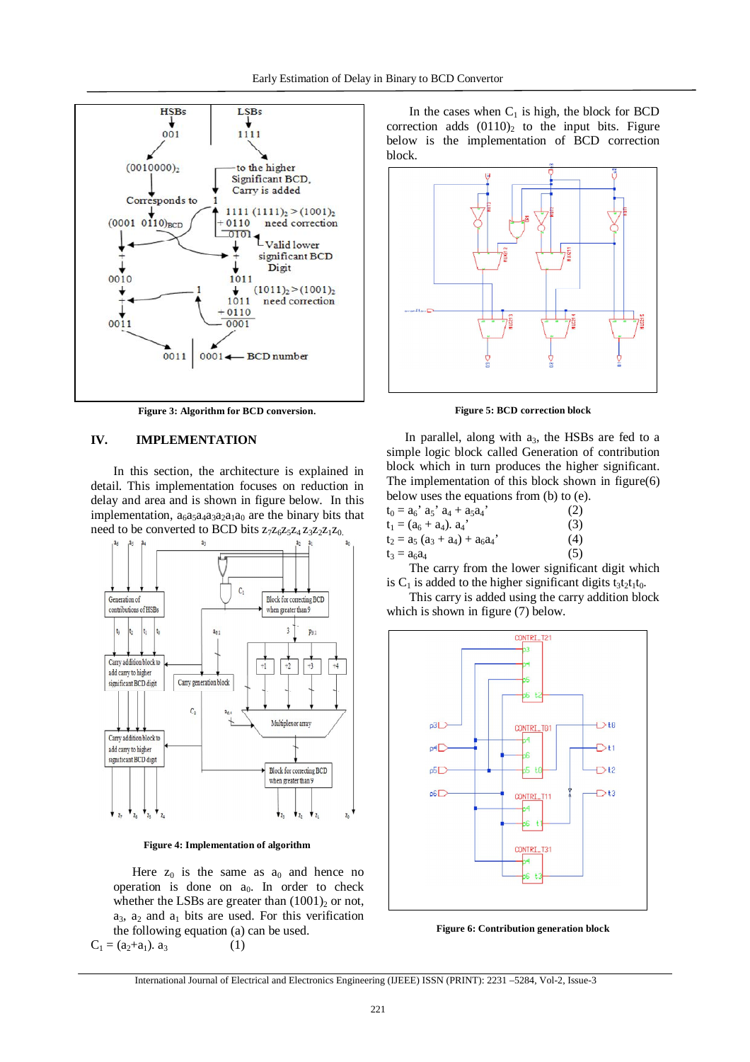Figure 3: Algorithm for BCD conversion.

## IV. IMPLEMENTATION

In this section, the architecture is explained in detail. This implementation focuses on reduction in delay and area and is shown in figure below. In this implementation, $a_6a_5a_4a_3a_2a_1a_0$ are the binary bits that need to be converted to BCD bits $z_7z_6z_5z_4\, z_3z_2z_1z_0$.

Figure 4: Implementation of algorithm

Here $z_0$ is the same as $a_0$ and hence no operation is done on $a_0$. In order to check whether the LSBs are greater than $(1001)_2$ or not, $a_3$, $a_2$ and $a_1$ bits are used. For this verification the following equation (a) can be used.

$C_1 = (a_2+a_1).\, a_3$ (1)

In the cases when $C_1$ is high, the block for BCD correction adds $(0110)_2$ to the input bits. Figure below is the implementation of BCD correction block.

Figure 5: BCD correction block

In parallel, along with $a_3$, the HSBs are fed to a simple logic block called Generation of contribution block which in turn produces the higher significant. The implementation of this block shown in figure(6) below uses the equations from (b) to (e).

$t_0 = a_6'\, a_5'\, a_4 + a_5a_4'$ (2)

$t_1 = (a_6 + a_4).\, a_4'$ (3)

$t_2 = a_5\,(a_3 + a_4) + a_6a_4'$ (4)

$t_3 = a_6a_4$ (5)

The carry from the lower significant digit which is $C_1$ is added to the higher significant digits $t_3t_2t_1t_0$.

This carry is added using the carry addition block which is shown in figure (7) below.

Figure 6: Contribution generation block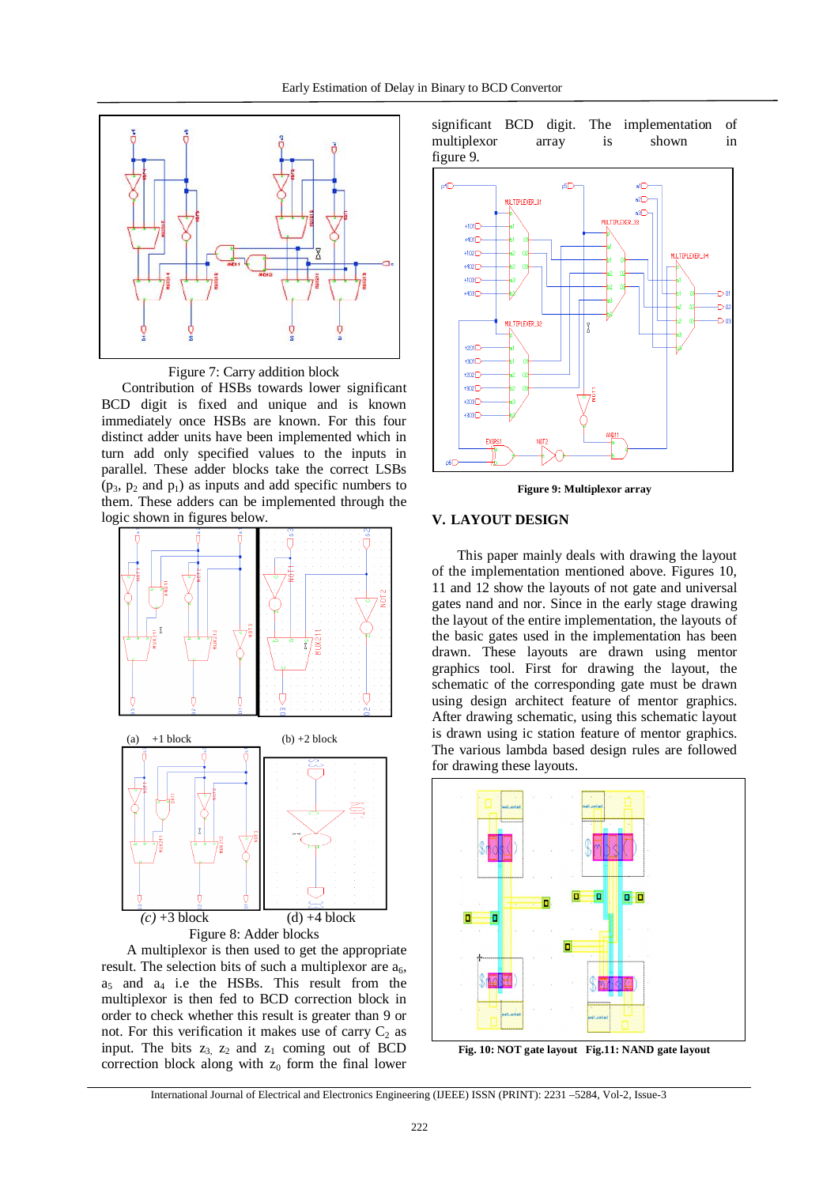Figure 7: Carry addition block

Contribution of HSBs towards lower significant BCD digit is fixed and unique and is known immediately once HSBs are known. For this four distinct adder units have been implemented which in turn add only specified values to the inputs in parallel. These adder blocks take the correct LSBs ($p_3$, $p_2$ and $p_1$) as inputs and add specific numbers to them. These adders can be implemented through the logic shown in figures below.

(a) +1 block (b) +2 block

(c) +3 block (d) +4 block

Figure 8: Adder blocks

A multiplexor is then used to get the appropriate result. The selection bits of such a multiplexor are $a_6$, $a_5$ and $a_4$ i.e the HSBs. This result from the multiplexor is then fed to BCD correction block in order to check whether this result is greater than 9 or not. For this verification it makes use of carry $C_2$ as input. The bits $z_3$, $z_2$ and $z_1$ coming out of BCD correction block along with $z_0$ form the final lower significant BCD digit. The implementation of multiplexor array is shown in figure 9.

**Figure 9: Multiplexor array**

## V. LAYOUT DESIGN

This paper mainly deals with drawing the layout of the implementation mentioned above. Figures 10, 11 and 12 show the layouts of not gate and universal gates nand and nor. Since in the early stage drawing the layout of the entire implementation, the layouts of the basic gates used in the implementation has been drawn. These layouts are drawn using mentor graphics tool. First for drawing the layout, the schematic of the corresponding gate must be drawn using design architect feature of mentor graphics. After drawing schematic, using this schematic layout is drawn using ic station feature of mentor graphics. The various lambda based design rules are followed for drawing these layouts.

**Fig. 10: NOT gate layout Fig.11: NAND gate layout**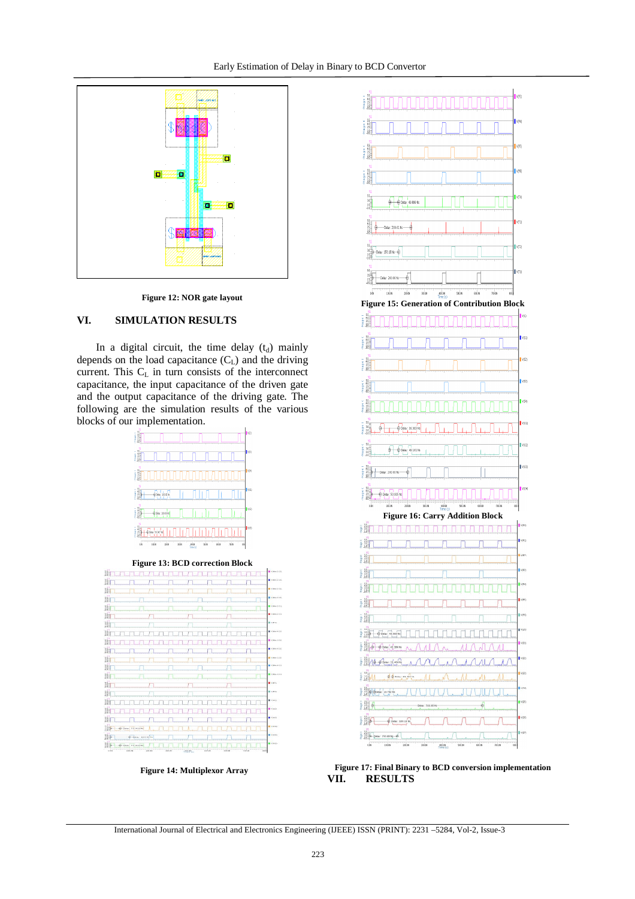Figure 12: NOR gate layout

## VI. SIMULATION RESULTS

In a digital circuit, the time delay ($t_d$) mainly depends on the load capacitance ($C_L$) and the driving current. This $C_L$ in turn consists of the interconnect capacitance, the input capacitance of the driven gate and the output capacitance of the driving gate. The following are the simulation results of the various blocks of our implementation.

Figure 13: BCD correction Block

Figure 14: Multiplexor Array

Figure 15: Generation of Contribution Block

Figure 16: Carry Addition Block

Figure 17: Final Binary to BCD conversion implementation

## VII. RESULTS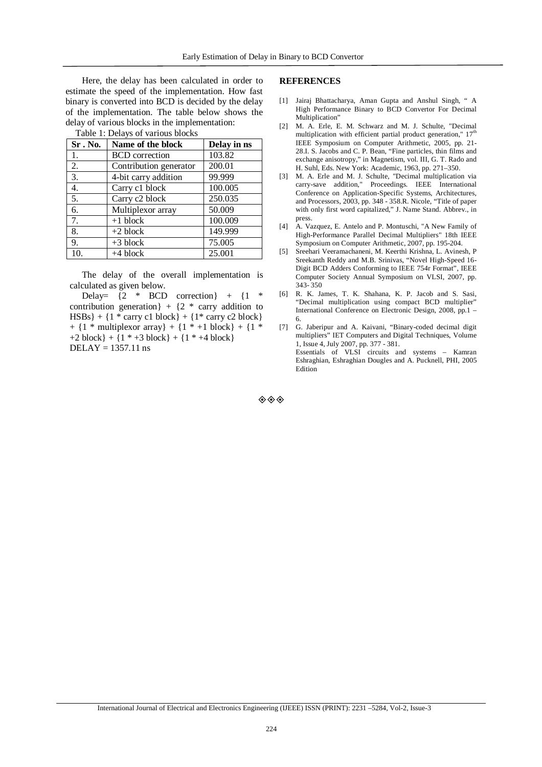Here, the delay has been calculated in order to estimate the speed of the implementation. How fast binary is converted into BCD is decided by the delay of the implementation. The table below shows the delay of various blocks in the implementation:

Table 1: Delays of various blocks

| Sr . No. | Name of the block | Delay in ns |
|---|---|---|
| 1. | BCD correction | 103.82 |
| 2. | Contribution generator | 200.01 |
| 3. | 4-bit carry addition | 99.999 |
| 4. | Carry c1 block | 100.005 |
| 5. | Carry c2 block | 250.035 |
| 6. | Multiplexor array | 50.009 |
| 7. | +1 block | 100.009 |
| 8. | +2 block | 149.999 |
| 9. | +3 block | 75.005 |
| 10. | +4 block | 25.001 |

The delay of the overall implementation is calculated as given below.

Delay= {2 * BCD correction} + {1 * contribution generation} + {2 * carry addition to HSBs} + {1 * carry c1 block} + {1* carry c2 block} + {1 * multiplexor array} + {1 * +1 block} + {1 * +2 block} + {1 * +3 block} + {1 * +4 block}

DELAY = 1357.11 ns

## REFERENCES

[1] Jairaj Bhattacharya, Aman Gupta and Anshul Singh, " A High Performance Binary to BCD Convertor For Decimal Multiplication"

[2] M. A. Erle, E. M. Schwarz and M. J. Schulte, "Decimal multiplication with efficient partial product generation," 17th IEEE Symposium on Computer Arithmetic, 2005, pp. 21-28.I. S. Jacobs and C. P. Bean, "Fine particles, thin films and exchange anisotropy," in Magnetism, vol. III, G. T. Rado and H. Suhl, Eds. New York: Academic, 1963, pp. 271–350.

[3] M. A. Erle and M. J. Schulte, "Decimal multiplication via carry-save addition," Proceedings. IEEE International Conference on Application-Specific Systems, Architectures, and Processors, 2003, pp. 348 - 358.R. Nicole, "Title of paper with only first word capitalized," J. Name Stand. Abbrev., in press.

[4] A. Vazquez, E. Antelo and P. Montuschi, "A New Family of High-Performance Parallel Decimal Multipliers" 18th IEEE Symposium on Computer Arithmetic, 2007, pp. 195-204.

[5] Sreehari Veeramachaneni, M. Keerthi Krishna, L. Avinesh, P Sreekanth Reddy and M.B. Srinivas, "Novel High-Speed 16-Digit BCD Adders Conforming to IEEE 754r Format", IEEE Computer Society Annual Symposium on VLSI, 2007, pp. 343- 350

[6] R. K. James, T. K. Shahana, K. P. Jacob and S. Sasi, "Decimal multiplication using compact BCD multiplier" International Conference on Electronic Design, 2008, pp.1 – 6.

[7] G. Jaberipur and A. Kaivani, "Binary-coded decimal digit multipliers" IET Computers and Digital Techniques, Volume 1, Issue 4, July 2007, pp. 377 - 381.

Essentials of VLSI circuits and systems – Kamran Eshraghian, Eshraghian Dougles and A. Pucknell, PHI, 2005 Edition

◈◈◈